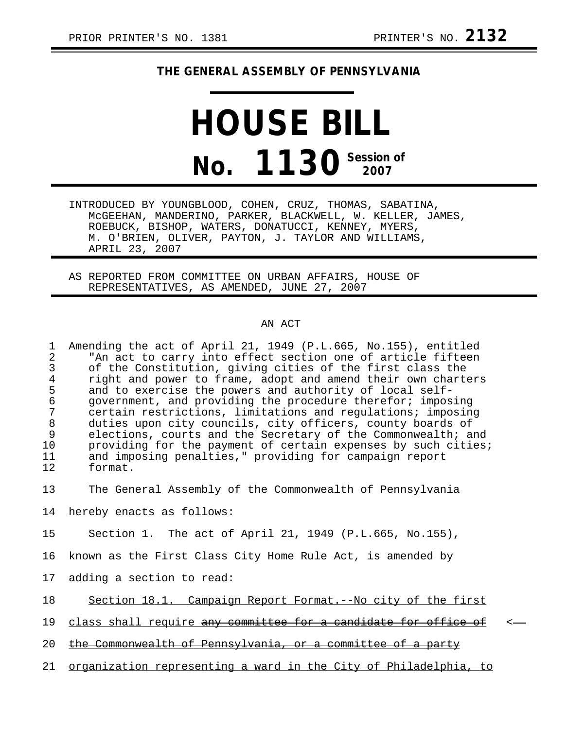PRIOR PRINTER'S NO. 1381 PRINTER'S NO. **2132**

**THE GENERAL ASSEMBLY OF PENNSYLVANIA**

# HOUSE BILL

# No. 1130 Session of 2007

INTRODUCED BY YOUNGBLOOD, COHEN, CRUZ, THOMAS, SABATINA, McGEEHAN, MANDERINO, PARKER, BLACKWELL, W. KELLER, JAMES, ROEBUCK, BISHOP, WATERS, DONATUCCI, KENNEY, MYERS, M. O'BRIEN, OLIVER, PAYTON, J. TAYLOR AND WILLIAMS, APRIL 23, 2007

AS REPORTED FROM COMMITTEE ON URBAN AFFAIRS, HOUSE OF REPRESENTATIVES, AS AMENDED, JUNE 27, 2007

AN ACT

Amending the act of April 21, 1949 (P.L.665, No.155), entitled "An act to carry into effect section one of article fifteen of the Constitution, giving cities of the first class the right and power to frame, adopt and amend their own charters and to exercise the powers and authority of local self-government, and providing the procedure therefor; imposing certain restrictions, limitations and regulations; imposing duties upon city councils, city officers, county boards of elections, courts and the Secretary of the Commonwealth; and providing for the payment of certain expenses by such cities; and imposing penalties," providing for campaign report format.

The General Assembly of the Commonwealth of Pennsylvania hereby enacts as follows:

Section 1. The act of April 21, 1949 (P.L.665, No.155), known as the First Class City Home Rule Act, is amended by adding a section to read:

<u>Section 18.1. Campaign Report Format.--No city of the first class shall require</u> <s>any committee for a candidate for office of the Commonwealth of Pennsylvania, or a committee of a party organization representing a ward in the City of Philadelphia, to</s> <—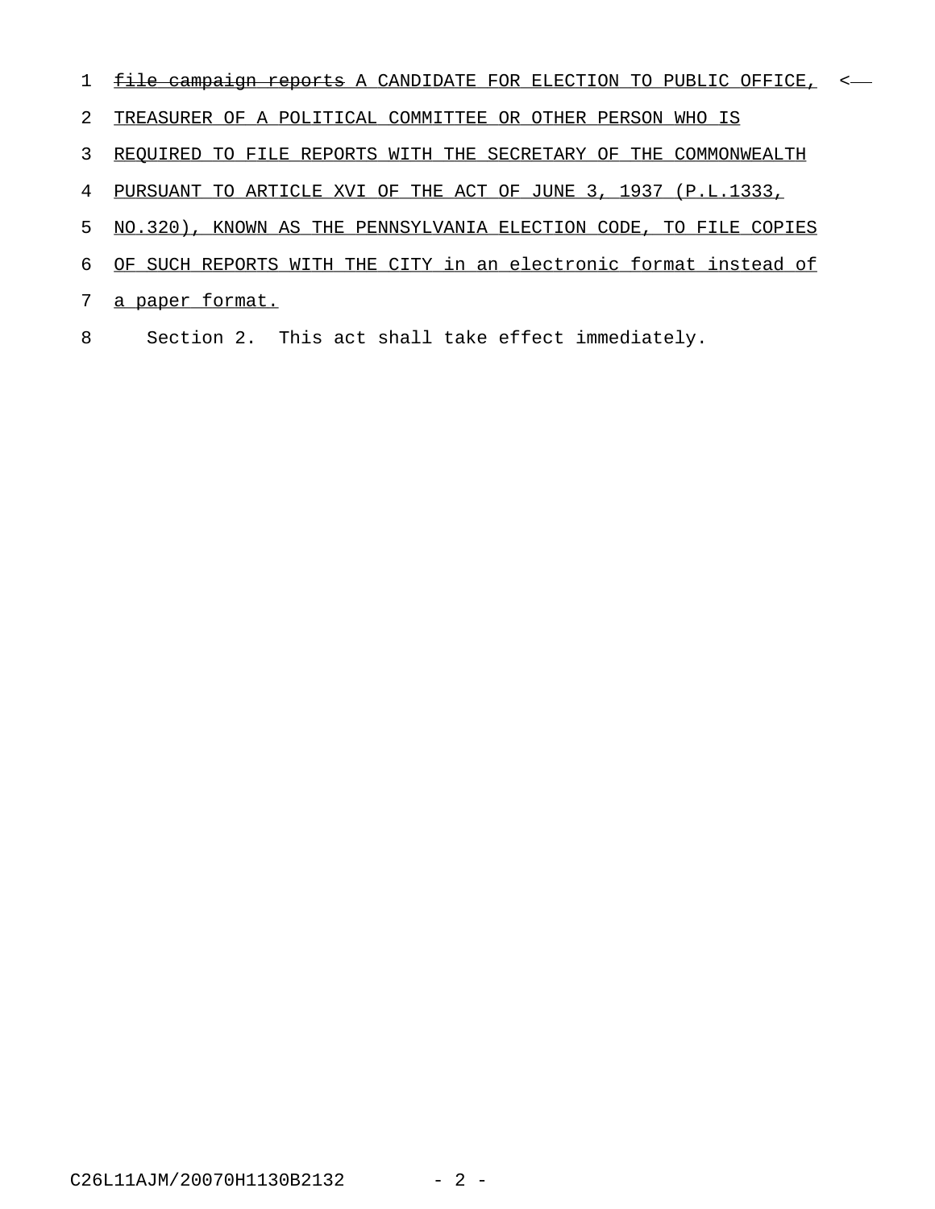~~file campaign reports~~ A CANDIDATE FOR ELECTION TO PUBLIC OFFICE, TREASURER OF A POLITICAL COMMITTEE OR OTHER PERSON WHO IS REQUIRED TO FILE REPORTS WITH THE SECRETARY OF THE COMMONWEALTH PURSUANT TO ARTICLE XVI OF THE ACT OF JUNE 3, 1937 (P.L.1333, NO.320), KNOWN AS THE PENNSYLVANIA ELECTION CODE, TO FILE COPIES OF SUCH REPORTS WITH THE CITY in an electronic format instead of a paper format.

Section 2. This act shall take effect immediately.